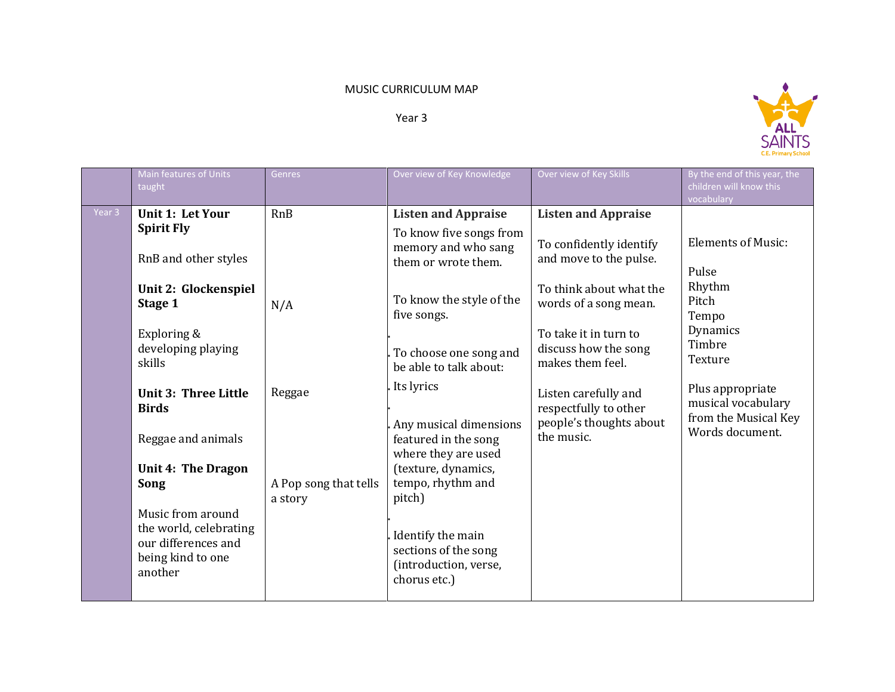# MUSIC CURRICULUM MAP

## Year 3

| | Main features of Units taught | Genres | Over view of Key Knowledge | Over view of Key Skills | By the end of this year, the children will know this vocabulary |
|---|---|---|---|---|---|
| Year 3 | **Unit 1: Let Your Spirit Fly**<br><br>RnB and other styles<br><br>**Unit 2: Glockenspiel Stage 1**<br><br>Exploring & developing playing skills<br><br>**Unit 3: Three Little Birds**<br><br>Reggae and animals<br><br>**Unit 4: The Dragon Song**<br><br>Music from around the world, celebrating our differences and being kind to one another | RnB<br><br>N/A<br><br>Reggae<br><br>A Pop song that tells a story | **Listen and Appraise**<br><br>To know five songs from memory and who sang them or wrote them.<br><br>To know the style of the five songs.<br><br>. To choose one song and be able to talk about:<br>. Its lyrics<br>. Any musical dimensions featured in the song where they are used (texture, dynamics, tempo, rhythm and pitch)<br>. Identify the main sections of the song (introduction, verse, chorus etc.) | **Listen and Appraise**<br><br>To confidently identify and move to the pulse.<br><br>To think about what the words of a song mean.<br><br>To take it in turn to discuss how the song makes them feel.<br><br>Listen carefully and respectfully to other people's thoughts about the music. | Elements of Music:<br><br>Pulse<br>Rhythm<br>Pitch<br>Tempo<br>Dynamics<br>Timbre<br>Texture<br><br>Plus appropriate musical vocabulary from the Musical Key Words document. |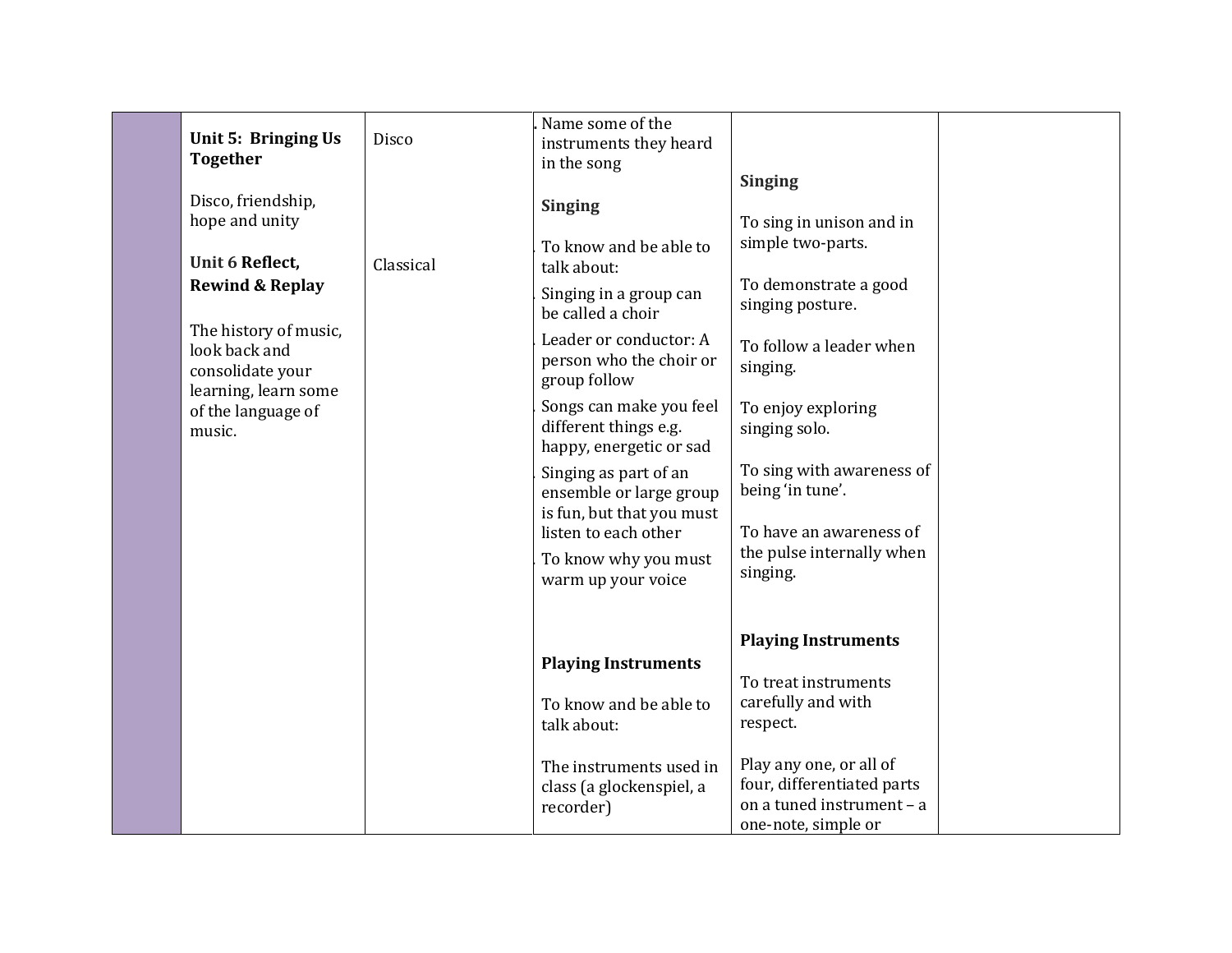|  | Unit 5: Bringing Us Together<br><br>Disco, friendship, hope and unity<br><br>**Unit 6 Reflect, Rewind & Replay**<br><br>The history of music, look back and consolidate your learning, learn some of the language of music. | Disco<br><br><br><br>Classical | Name some of the instruments they heard in the song<br><br>**Singing**<br><br>To know and be able to talk about:<br><br>Singing in a group can be called a choir<br><br>Leader or conductor: A person who the choir or group follow<br><br>Songs can make you feel different things e.g. happy, energetic or sad<br><br>Singing as part of an ensemble or large group is fun, but that you must listen to each other<br><br>To know why you must warm up your voice<br><br>**Playing Instruments**<br><br>To know and be able to talk about:<br><br>The instruments used in class (a glockenspiel, a recorder) | **Singing**<br><br>To sing in unison and in simple two-parts.<br><br>To demonstrate a good singing posture.<br><br>To follow a leader when singing.<br><br>To enjoy exploring singing solo.<br><br>To sing with awareness of being 'in tune'.<br><br>To have an awareness of the pulse internally when singing.<br><br>**Playing Instruments**<br><br>To treat instruments carefully and with respect.<br><br>Play any one, or all of four, differentiated parts on a tuned instrument – a one-note, simple or |  |
|---|---|---|---|---|---|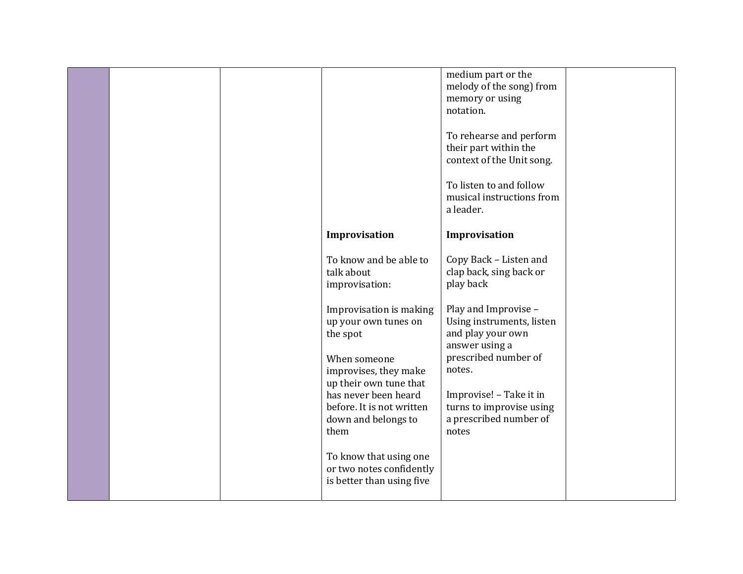| | | | | | |
|---|---|---|---|---|---|
| | | | **Improvisation**<br><br>To know and be able to talk about improvisation:<br><br>Improvisation is making up your own tunes on the spot<br><br>When someone improvises, they make up their own tune that has never been heard before. It is not written down and belongs to them<br><br>To know that using one or two notes confidently is better than using five | medium part or the melody of the song) from memory or using notation.<br><br>To rehearse and perform their part within the context of the Unit song.<br><br>To listen to and follow musical instructions from a leader.<br><br>**Improvisation**<br><br>Copy Back – Listen and clap back, sing back or play back<br><br>Play and Improvise – Using instruments, listen and play your own answer using a prescribed number of notes.<br><br>Improvise! – Take it in turns to improvise using a prescribed number of notes | |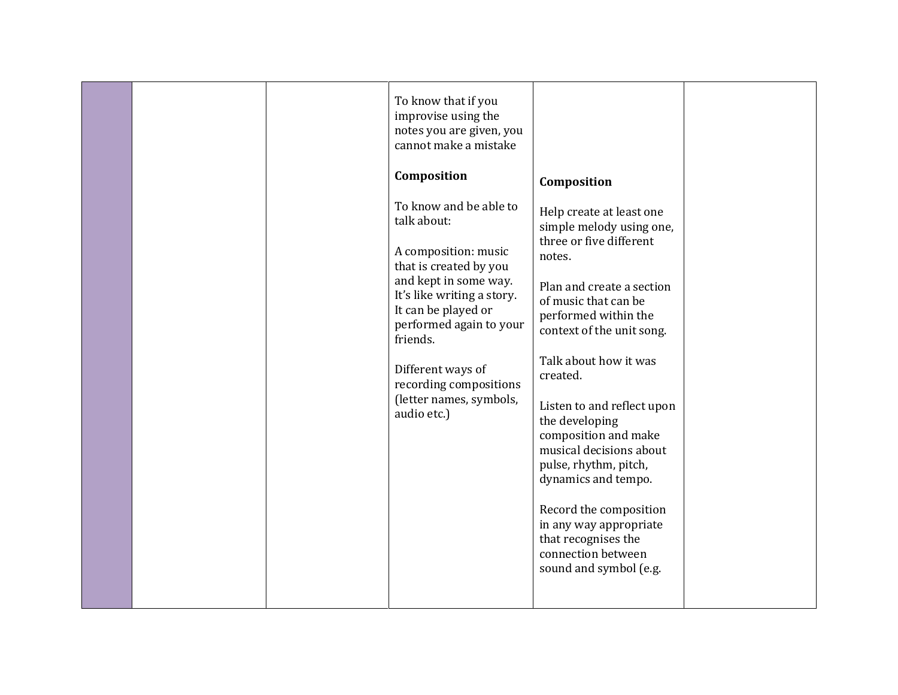| | | | | | |
|---|---|---|---|---|---|
| | | | To know that if you improvise using the notes you are given, you cannot make a mistake<br><br>**Composition**<br><br>To know and be able to talk about:<br><br>A composition: music that is created by you and kept in some way. It's like writing a story. It can be played or performed again to your friends.<br><br>Different ways of recording compositions (letter names, symbols, audio etc.) | **Composition**<br><br>Help create at least one simple melody using one, three or five different notes.<br><br>Plan and create a section of music that can be performed within the context of the unit song.<br><br>Talk about how it was created.<br><br>Listen to and reflect upon the developing composition and make musical decisions about pulse, rhythm, pitch, dynamics and tempo.<br><br>Record the composition in any way appropriate that recognises the connection between sound and symbol (e.g. | |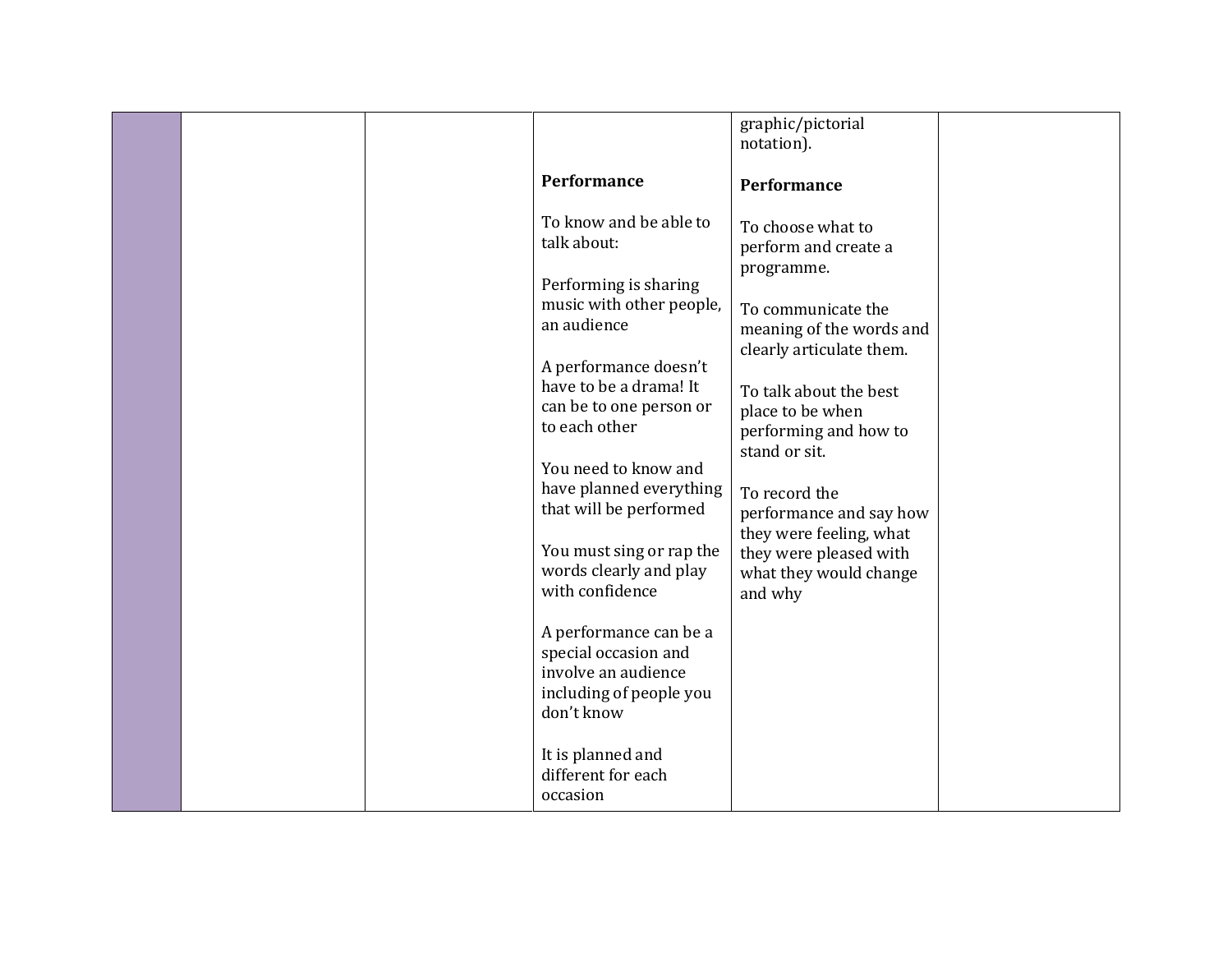| | | | | | |
|---|---|---|---|---|---|
| | | | **Performance**<br><br>To know and be able to talk about:<br><br>Performing is sharing music with other people, an audience<br><br>A performance doesn't have to be a drama! It can be to one person or to each other<br><br>You need to know and have planned everything that will be performed<br><br>You must sing or rap the words clearly and play with confidence<br><br>A performance can be a special occasion and involve an audience including of people you don't know<br><br>It is planned and different for each occasion | graphic/pictorial notation).<br><br>**Performance**<br><br>To choose what to perform and create a programme.<br><br>To communicate the meaning of the words and clearly articulate them.<br><br>To talk about the best place to be when performing and how to stand or sit.<br><br>To record the performance and say how they were feeling, what they were pleased with what they would change and why | |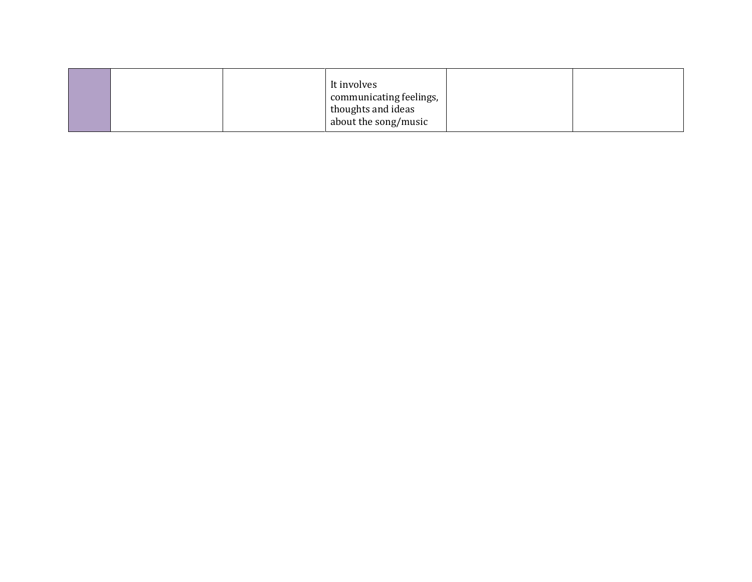| | | | | | |
|---|---|---|---|---|---|
| | | | It involves communicating feelings, thoughts and ideas about the song/music | | |